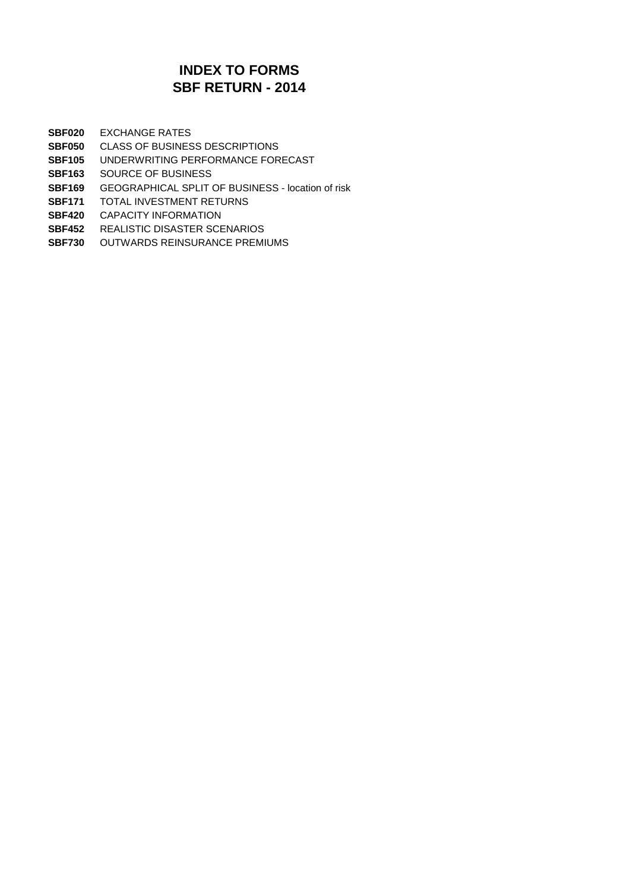# INDEX TO FORMS
# SBF RETURN - 2014

| | |
|---|---|
| **SBF020** | EXCHANGE RATES |
| **SBF050** | CLASS OF BUSINESS DESCRIPTIONS |
| **SBF105** | UNDERWRITING PERFORMANCE FORECAST |
| **SBF163** | SOURCE OF BUSINESS |
| **SBF169** | GEOGRAPHICAL SPLIT OF BUSINESS - location of risk |
| **SBF171** | TOTAL INVESTMENT RETURNS |
| **SBF420** | CAPACITY INFORMATION |
| **SBF452** | REALISTIC DISASTER SCENARIOS |
| **SBF730** | OUTWARDS REINSURANCE PREMIUMS |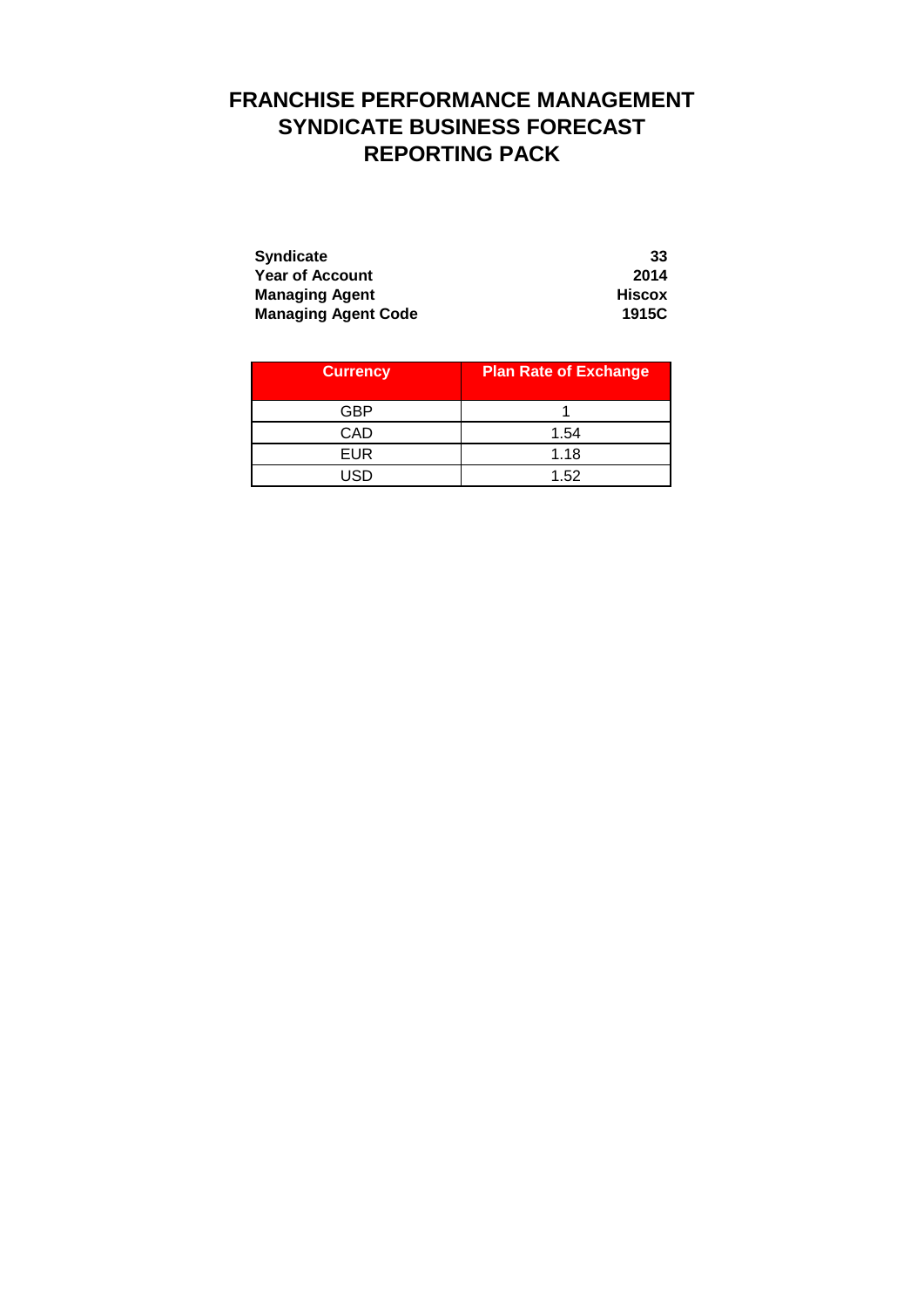# FRANCHISE PERFORMANCE MANAGEMENT
# SYNDICATE BUSINESS FORECAST
# REPORTING PACK

| | |
|---|---|
| **Syndicate** | **33** |
| **Year of Account** | **2014** |
| **Managing Agent** | **Hiscox** |
| **Managing Agent Code** | **1915C** |

| Currency | Plan Rate of Exchange |
|---|---|
| GBP | 1 |
| CAD | 1.54 |
| EUR | 1.18 |
| USD | 1.52 |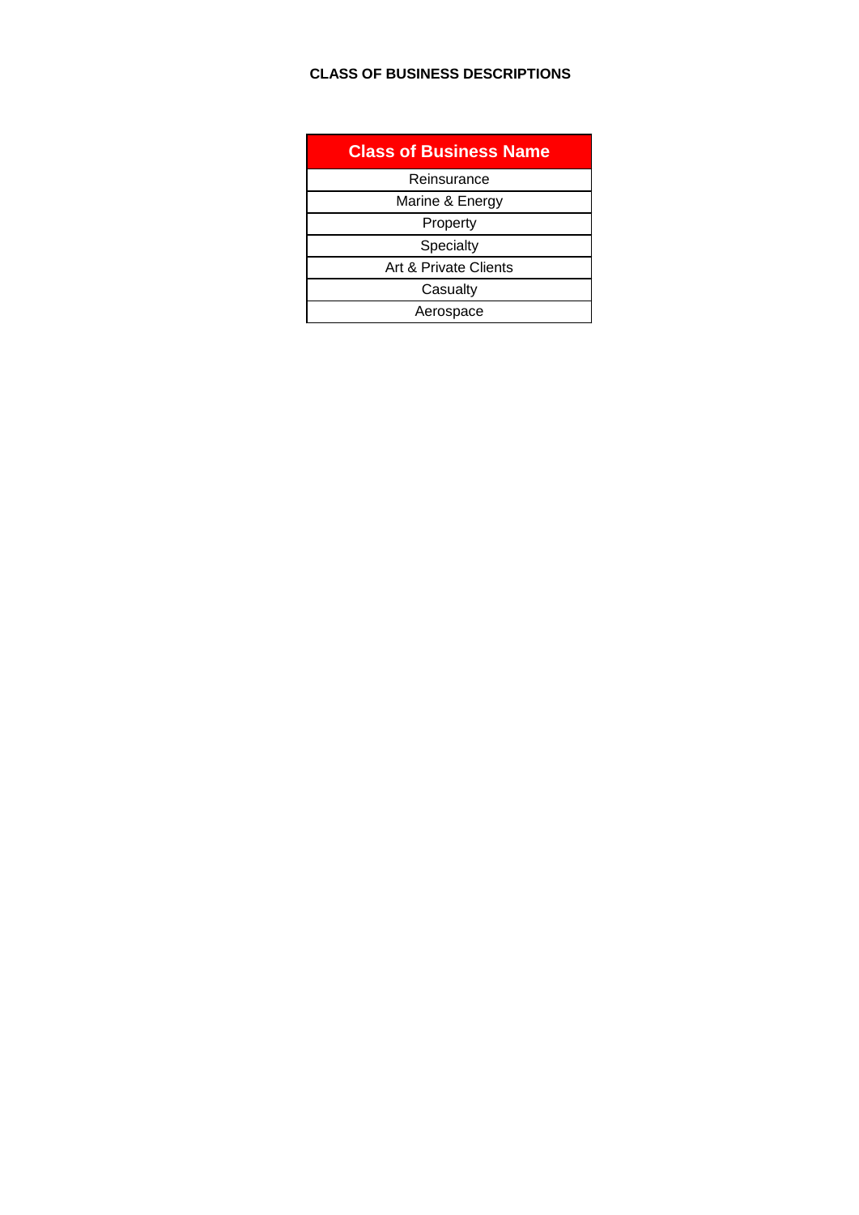**CLASS OF BUSINESS DESCRIPTIONS**

| Class of Business Name |
| --- |
| Reinsurance |
| Marine & Energy |
| Property |
| Specialty |
| Art & Private Clients |
| Casualty |
| Aerospace |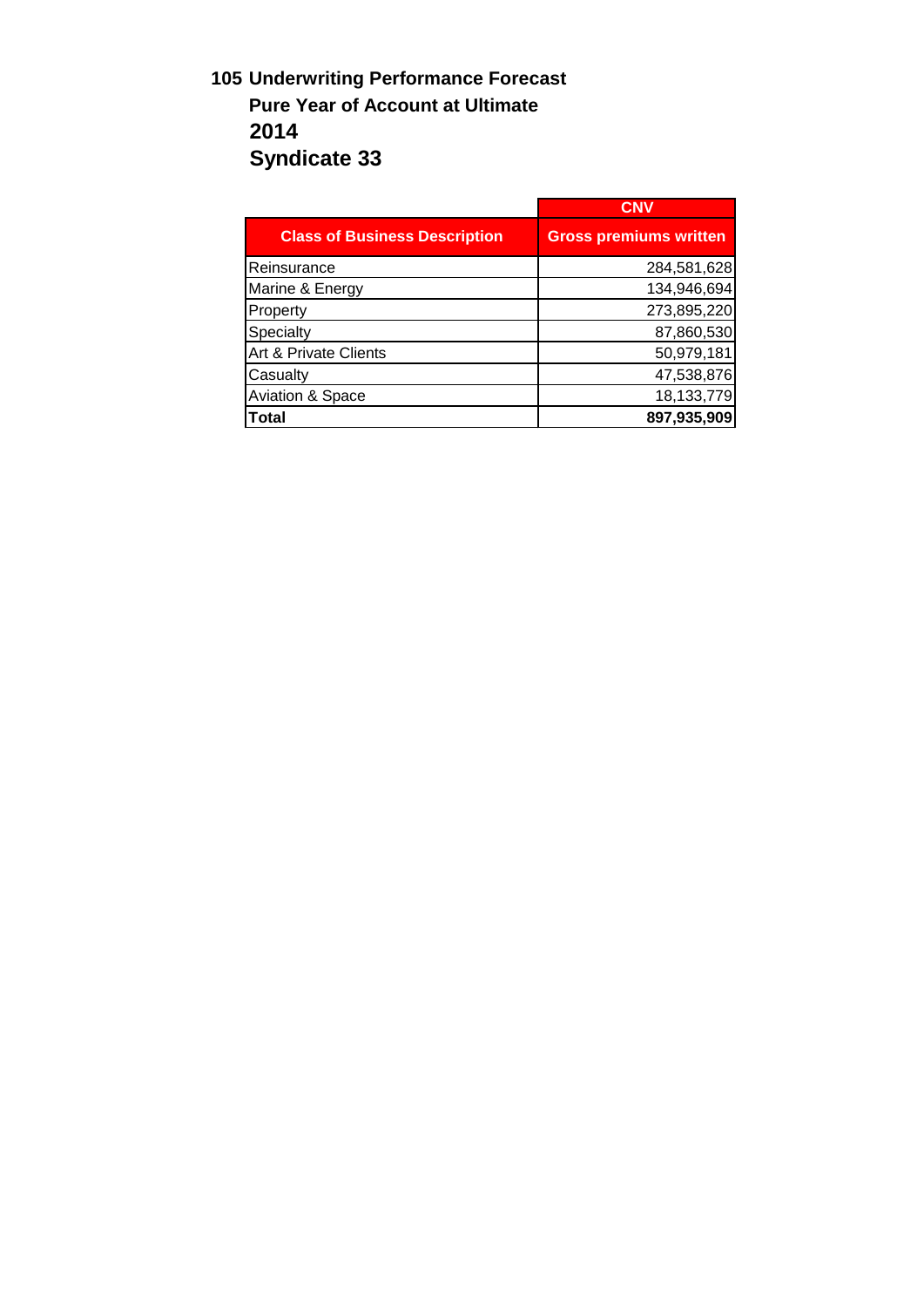**105 Underwriting Performance Forecast**

**Pure Year of Account at Ultimate**

**2014**

**Syndicate 33**

| | CNV |
|---|---|
| **Class of Business Description** | **Gross premiums written** |
| Reinsurance | 284,581,628 |
| Marine & Energy | 134,946,694 |
| Property | 273,895,220 |
| Specialty | 87,860,530 |
| Art & Private Clients | 50,979,181 |
| Casualty | 47,538,876 |
| Aviation & Space | 18,133,779 |
| **Total** | **897,935,909** |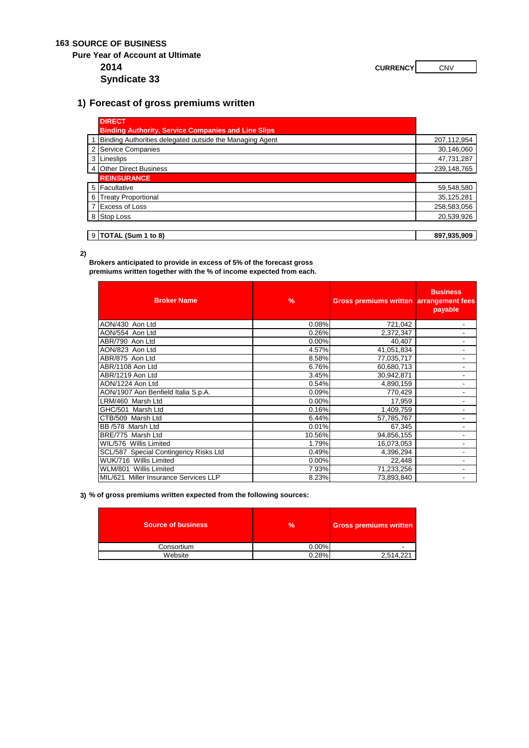**163 SOURCE OF BUSINESS**

**Pure Year of Account at Ultimate**

**2014**

**Syndicate 33**

**CURRENCY** | CNV

## 1) Forecast of gross premiums written

| | | |
|---|---|---|
| | **DIRECT** **Binding Authority, Service Companies and Line Slips** | |
| 1 | Binding Authorities delegated outside the Managing Agent | 207,112,954 |
| 2 | Service Companies | 30,146,060 |
| 3 | Lineslips | 47,731,287 |
| 4 | Other Direct Business | 239,148,765 |
| | **REINSURANCE** | |
| 5 | Facultative | 59,548,580 |
| 6 | Treaty Proportional | 35,125,281 |
| 7 | Excess of Loss | 258,583,056 |
| 8 | Stop Loss | 20,539,926 |
| | | |
| 9 | **TOTAL (Sum 1 to 8)** | **897,935,909** |

**2)**

**Brokers anticipated to provide in excess of 5% of the forecast gross premiums written together with the % of income expected from each.**

| Broker Name | % | Gross premiums written | Business arrangement fees payable |
|---|---|---|---|
| AON/430 Aon Ltd | 0.08% | 721,042 | - |
| AON/554 Aon Ltd | 0.26% | 2,372,347 | - |
| ABR/790 Aon Ltd | 0.00% | 40,407 | - |
| AON/823 Aon Ltd | 4.57% | 41,051,834 | - |
| ABR/875 Aon Ltd | 8.58% | 77,035,717 | - |
| ABR/1108 Aon Ltd | 6.76% | 60,680,713 | - |
| ABR/1219 Aon Ltd | 3.45% | 30,942,871 | - |
| AON/1224 Aon Ltd | 0.54% | 4,890,159 | - |
| AON/1907 Aon Benfield Italia S.p.A. | 0.09% | 770,429 | - |
| LRM/460 Marsh Ltd | 0.00% | 17,959 | - |
| GHC/501 Marsh Ltd | 0.16% | 1,409,759 | - |
| CTB/509 Marsh Ltd | 6.44% | 57,785,767 | - |
| BB /578 Marsh Ltd | 0.01% | 67,345 | - |
| BRE/775 Marsh Ltd | 10.56% | 94,856,155 | - |
| WIL/576 Willis Limited | 1.79% | 16,073,053 | - |
| SCL/587 Special Contingency Risks Ltd | 0.49% | 4,396,294 | - |
| WUK/716 Willis Limited | 0.00% | 22,448 | - |
| WLM/801 Willis Limited | 7.93% | 71,233,256 | - |
| MIL/621 Miller Insurance Services LLP | 8.23% | 73,893,840 | - |

**3) % of gross premiums written expected from the following sources:**

| Source of business | % | Gross premiums written |
|---|---|---|
| Consortium | 0.00% | - |
| Website | 0.28% | 2,514,221 |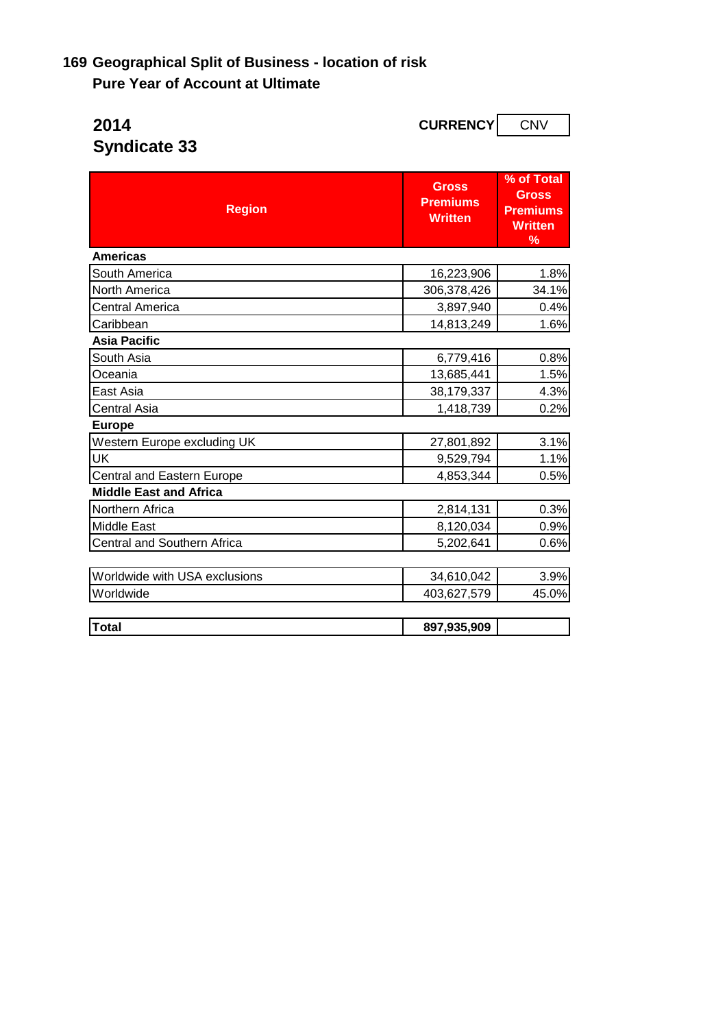## 169 Geographical Split of Business - location of risk

**Pure Year of Account at Ultimate**

**2014**

**Syndicate 33**

**CURRENCY** CNV

| Region | Gross Premiums Written | % of Total Gross Premiums Written % |
|---|---|---|
| **Americas** | | |
| South America | 16,223,906 | 1.8% |
| North America | 306,378,426 | 34.1% |
| Central America | 3,897,940 | 0.4% |
| Caribbean | 14,813,249 | 1.6% |
| **Asia Pacific** | | |
| South Asia | 6,779,416 | 0.8% |
| Oceania | 13,685,441 | 1.5% |
| East Asia | 38,179,337 | 4.3% |
| Central Asia | 1,418,739 | 0.2% |
| **Europe** | | |
| Western Europe excluding UK | 27,801,892 | 3.1% |
| UK | 9,529,794 | 1.1% |
| Central and Eastern Europe | 4,853,344 | 0.5% |
| **Middle East and Africa** | | |
| Northern Africa | 2,814,131 | 0.3% |
| Middle East | 8,120,034 | 0.9% |
| Central and Southern Africa | 5,202,641 | 0.6% |
| | | |
| Worldwide with USA exclusions | 34,610,042 | 3.9% |
| Worldwide | 403,627,579 | 45.0% |
| | | |
| **Total** | **897,935,909** | |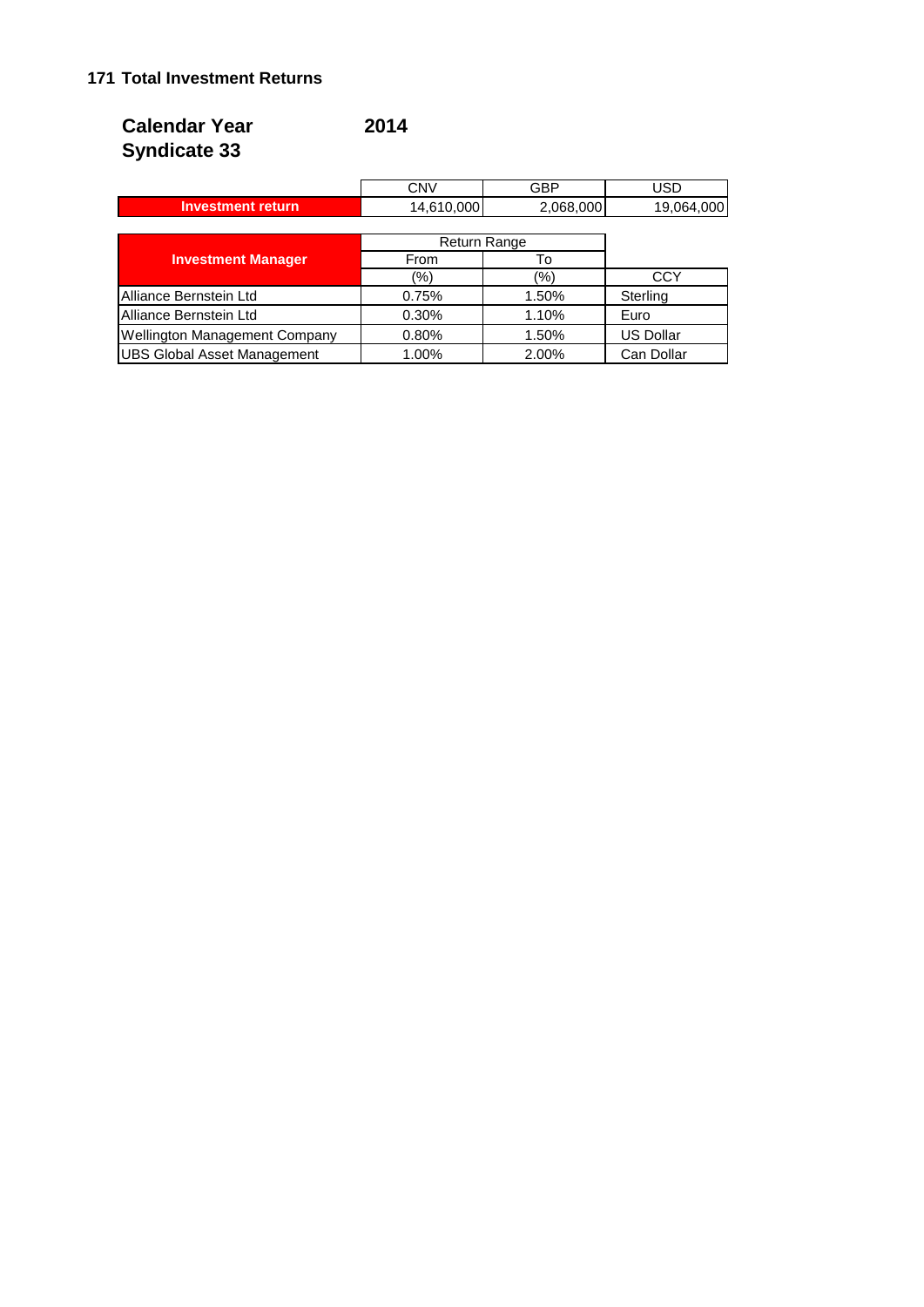**171 Total Investment Returns**

**Calendar Year** **2014**
**Syndicate 33**

| | CNV | GBP | USD |
|---|---|---|---|
| **Investment return** | 14,610,000 | 2,068,000 | 19,064,000 |

| **Investment Manager** | Return Range | | |
|---|---|---|---|
| | From | To | |
| | (%) | (%) | CCY |
| Alliance Bernstein Ltd | 0.75% | 1.50% | Sterling |
| Alliance Bernstein Ltd | 0.30% | 1.10% | Euro |
| Wellington Management Company | 0.80% | 1.50% | US Dollar |
| UBS Global Asset Management | 1.00% | 2.00% | Can Dollar |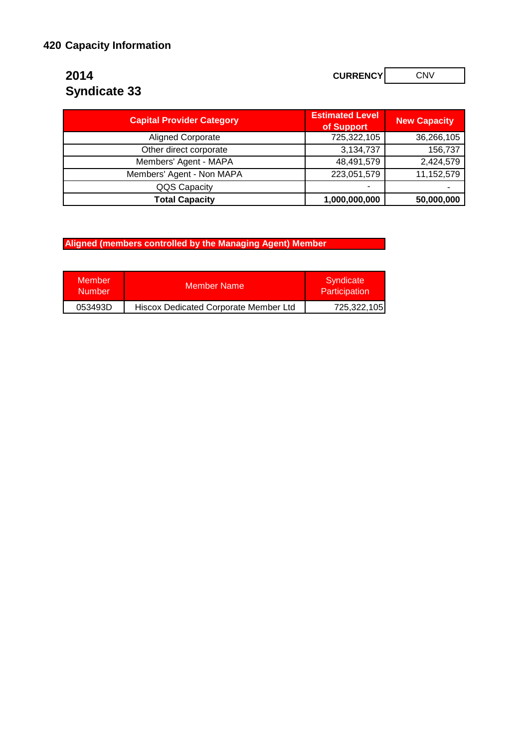# 420 Capacity Information

## 2014
## Syndicate 33

**CURRENCY** CNV

| Capital Provider Category | Estimated Level of Support | New Capacity |
|---|---|---|
| Aligned Corporate | 725,322,105 | 36,266,105 |
| Other direct corporate | 3,134,737 | 156,737 |
| Members' Agent - MAPA | 48,491,579 | 2,424,579 |
| Members' Agent - Non MAPA | 223,051,579 | 11,152,579 |
| QQS Capacity | - | - |
| **Total Capacity** | **1,000,000,000** | **50,000,000** |

**Aligned (members controlled by the Managing Agent) Member**

| Member Number | Member Name | Syndicate Participation |
|---|---|---|
| 053493D | Hiscox Dedicated Corporate Member Ltd | 725,322,105 |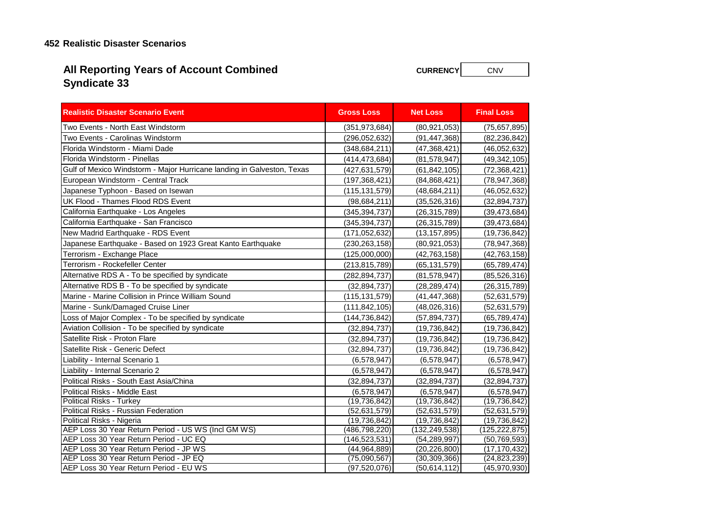## 452 Realistic Disaster Scenarios

# All Reporting Years of Account Combined
# Syndicate 33

**CURRENCY** CNV

| Realistic Disaster Scenario Event | Gross Loss | Net Loss | Final Loss |
|---|---|---|---|
| Two Events - North East Windstorm | (351,973,684) | (80,921,053) | (75,657,895) |
| Two Events - Carolinas Windstorm | (296,052,632) | (91,447,368) | (82,236,842) |
| Florida Windstorm - Miami Dade | (348,684,211) | (47,368,421) | (46,052,632) |
| Florida Windstorm - Pinellas | (414,473,684) | (81,578,947) | (49,342,105) |
| Gulf of Mexico Windstorm - Major Hurricane landing in Galveston, Texas | (427,631,579) | (61,842,105) | (72,368,421) |
| European Windstorm - Central Track | (197,368,421) | (84,868,421) | (78,947,368) |
| Japanese Typhoon - Based on Isewan | (115,131,579) | (48,684,211) | (46,052,632) |
| UK Flood - Thames Flood RDS Event | (98,684,211) | (35,526,316) | (32,894,737) |
| California Earthquake - Los Angeles | (345,394,737) | (26,315,789) | (39,473,684) |
| California Earthquake - San Francisco | (345,394,737) | (26,315,789) | (39,473,684) |
| New Madrid Earthquake - RDS Event | (171,052,632) | (13,157,895) | (19,736,842) |
| Japanese Earthquake - Based on 1923 Great Kanto Earthquake | (230,263,158) | (80,921,053) | (78,947,368) |
| Terrorism - Exchange Place | (125,000,000) | (42,763,158) | (42,763,158) |
| Terrorism - Rockefeller Center | (213,815,789) | (65,131,579) | (65,789,474) |
| Alternative RDS A - To be specified by syndicate | (282,894,737) | (81,578,947) | (85,526,316) |
| Alternative RDS B - To be specified by syndicate | (32,894,737) | (28,289,474) | (26,315,789) |
| Marine - Marine Collision in Prince William Sound | (115,131,579) | (41,447,368) | (52,631,579) |
| Marine - Sunk/Damaged Cruise Liner | (111,842,105) | (48,026,316) | (52,631,579) |
| Loss of Major Complex - To be specified by syndicate | (144,736,842) | (57,894,737) | (65,789,474) |
| Aviation Collision - To be specified by syndicate | (32,894,737) | (19,736,842) | (19,736,842) |
| Satellite Risk - Proton Flare | (32,894,737) | (19,736,842) | (19,736,842) |
| Satellite Risk - Generic Defect | (32,894,737) | (19,736,842) | (19,736,842) |
| Liability - Internal Scenario 1 | (6,578,947) | (6,578,947) | (6,578,947) |
| Liability - Internal Scenario 2 | (6,578,947) | (6,578,947) | (6,578,947) |
| Political Risks - South East Asia/China | (32,894,737) | (32,894,737) | (32,894,737) |
| Political Risks - Middle East | (6,578,947) | (6,578,947) | (6,578,947) |
| Political Risks - Turkey | (19,736,842) | (19,736,842) | (19,736,842) |
| Political Risks - Russian Federation | (52,631,579) | (52,631,579) | (52,631,579) |
| Political Risks - Nigeria | (19,736,842) | (19,736,842) | (19,736,842) |
| AEP Loss 30 Year Return Period - US WS (Incl GM WS) | (486,798,220) | (132,249,538) | (125,222,875) |
| AEP Loss 30 Year Return Period - UC EQ | (146,523,531) | (54,289,997) | (50,769,593) |
| AEP Loss 30 Year Return Period - JP WS | (44,964,889) | (20,226,800) | (17,170,432) |
| AEP Loss 30 Year Return Period - JP EQ | (75,090,567) | (30,309,366) | (24,823,239) |
| AEP Loss 30 Year Return Period - EU WS | (97,520,076) | (50,614,112) | (45,970,930) |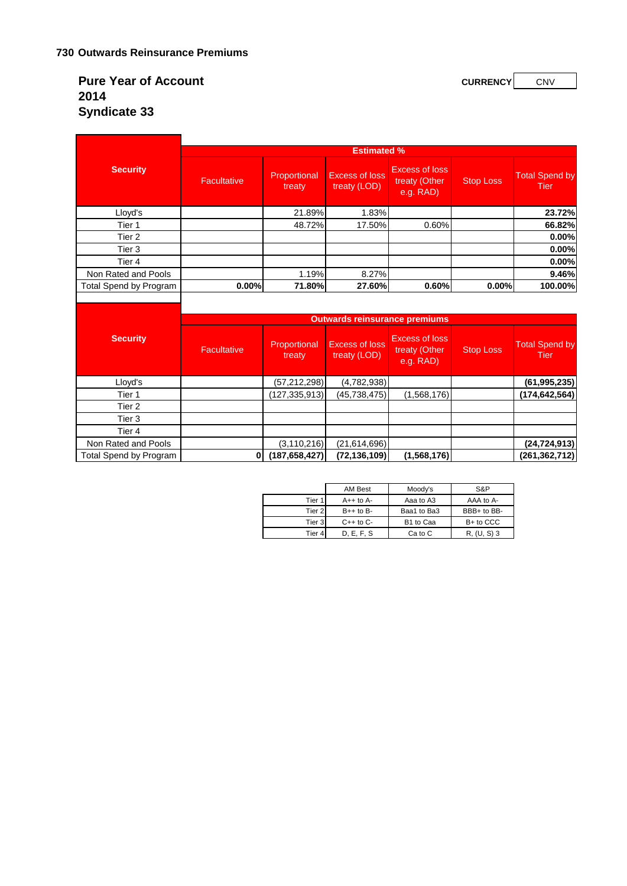**730 Outwards Reinsurance Premiums**

## Pure Year of Account
## 2014
## Syndicate 33

**CURRENCY** CNV

| Security | Estimated % | | | | | |
|---|---|---|---|---|---|---|
| | Facultative | Proportional treaty | Excess of loss treaty (LOD) | Excess of loss treaty (Other e.g. RAD) | Stop Loss | Total Spend by Tier |
| Lloyd's | | 21.89% | 1.83% | | | **23.72%** |
| Tier 1 | | 48.72% | 17.50% | 0.60% | | **66.82%** |
| Tier 2 | | | | | | **0.00%** |
| Tier 3 | | | | | | **0.00%** |
| Tier 4 | | | | | | **0.00%** |
| Non Rated and Pools | | 1.19% | 8.27% | | | **9.46%** |
| Total Spend by Program | **0.00%** | **71.80%** | **27.60%** | **0.60%** | **0.00%** | **100.00%** |

| Security | Outwards reinsurance premiums | | | | | |
|---|---|---|---|---|---|---|
| | Facultative | Proportional treaty | Excess of loss treaty (LOD) | Excess of loss treaty (Other e.g. RAD) | Stop Loss | Total Spend by Tier |
| Lloyd's | | (57,212,298) | (4,782,938) | | | **(61,995,235)** |
| Tier 1 | | (127,335,913) | (45,738,475) | (1,568,176) | | **(174,642,564)** |
| Tier 2 | | | | | | |
| Tier 3 | | | | | | |
| Tier 4 | | | | | | |
| Non Rated and Pools | | (3,110,216) | (21,614,696) | | | **(24,724,913)** |
| Total Spend by Program | **0** | **(187,658,427)** | **(72,136,109)** | **(1,568,176)** | | **(261,362,712)** |

| | AM Best | Moody's | S&P |
|---|---|---|---|
| Tier 1 | A++ to A- | Aaa to A3 | AAA to A- |
| Tier 2 | B++ to B- | Baa1 to Ba3 | BBB+ to BB- |
| Tier 3 | C++ to C- | B1 to Caa | B+ to CCC |
| Tier 4 | D, E, F, S | Ca to C | R, (U, S) 3 |